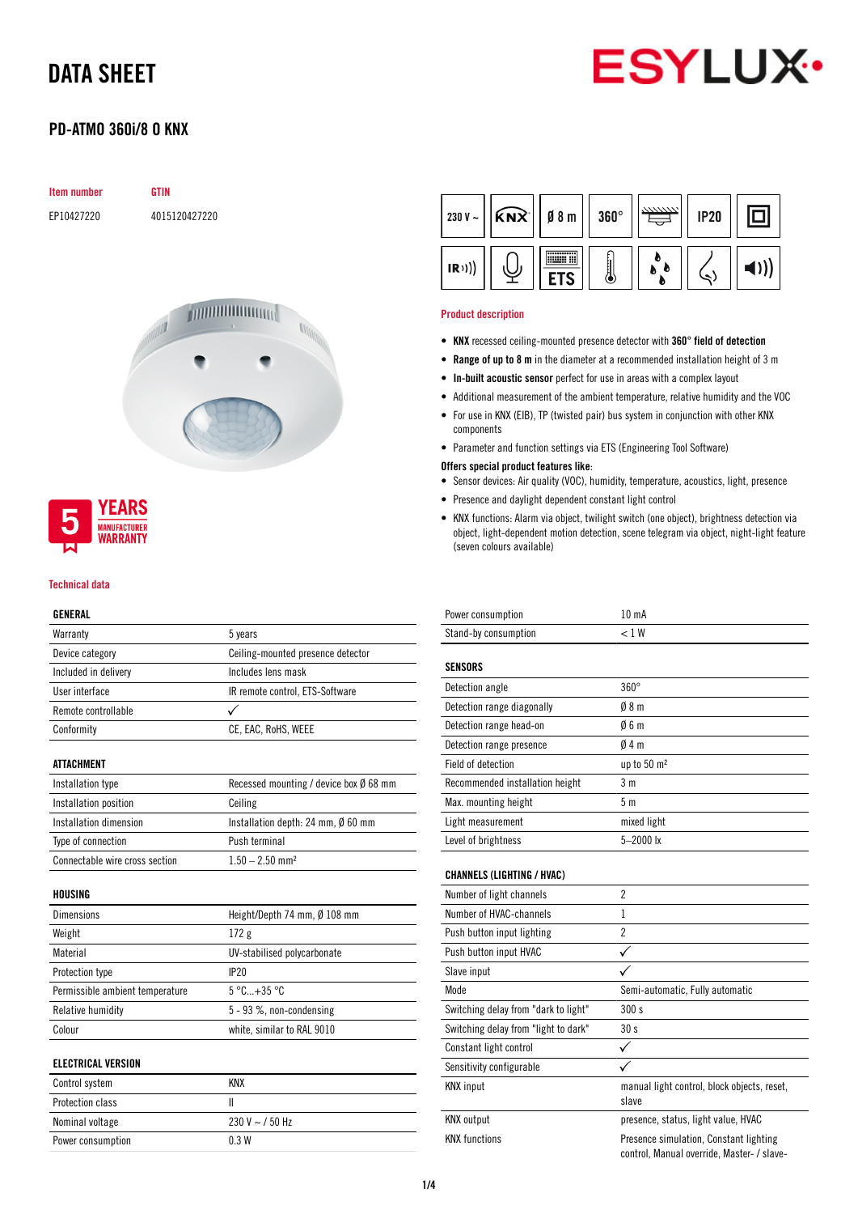# DATA SHEET

## PD-ATMO 360i/8 O KNX

| Item number | GTIN |
|---|---|
| EP10427220 | 4015120427220 |

230 V ~ | KNX | Ø 8 m | 360° | IP20 | IR | ETS

5 YEARS MANUFACTURER WARRANTY

### Product description

- **KNX** recessed ceiling-mounted presence detector with **360° field of detection**
- **Range of up to 8 m** in the diameter at a recommended installation height of 3 m
- **In-built acoustic sensor** perfect for use in areas with a complex layout
- Additional measurement of the ambient temperature, relative humidity and the VOC
- For use in KNX (EIB), TP (twisted pair) bus system in conjunction with other KNX components
- Parameter and function settings via ETS (Engineering Tool Software)

**Offers special product features like:**

- Sensor devices: Air quality (VOC), humidity, temperature, acoustics, light, presence
- Presence and daylight dependent constant light control
- KNX functions: Alarm via object, twilight switch (one object), brightness detection via object, light-dependent motion detection, scene telegram via object, night-light feature (seven colours available)

### Technical data

| GENERAL | |
|---|---|
| Warranty | 5 years |
| Device category | Ceiling-mounted presence detector |
| Included in delivery | Includes lens mask |
| User interface | IR remote control, ETS-Software |
| Remote controllable | ✓ |
| Conformity | CE, EAC, RoHS, WEEE |

| ATTACHMENT | |
|---|---|
| Installation type | Recessed mounting / device box Ø 68 mm |
| Installation position | Ceiling |
| Installation dimension | Installation depth: 24 mm, Ø 60 mm |
| Type of connection | Push terminal |
| Connectable wire cross section | 1.50 – 2.50 mm² |

| HOUSING | |
|---|---|
| Dimensions | Height/Depth 74 mm, Ø 108 mm |
| Weight | 172 g |
| Material | UV-stabilised polycarbonate |
| Protection type | IP20 |
| Permissible ambient temperature | 5 °C...+35 °C |
| Relative humidity | 5 - 93 %, non-condensing |
| Colour | white, similar to RAL 9010 |

| ELECTRICAL VERSION | |
|---|---|
| Control system | KNX |
| Protection class | II |
| Nominal voltage | 230 V ~ / 50 Hz |
| Power consumption | 0.3 W |
| Power consumption | 10 mA |
| Stand-by consumption | < 1 W |

| SENSORS | |
|---|---|
| Detection angle | 360° |
| Detection range diagonally | Ø 8 m |
| Detection range head-on | Ø 6 m |
| Detection range presence | Ø 4 m |
| Field of detection | up to 50 m² |
| Recommended installation height | 3 m |
| Max. mounting height | 5 m |
| Light measurement | mixed light |
| Level of brightness | 5–2000 lx |

| CHANNELS (LIGHTING / HVAC) | |
|---|---|
| Number of light channels | 2 |
| Number of HVAC-channels | 1 |
| Push button input lighting | 2 |
| Push button input HVAC | ✓ |
| Slave input | ✓ |
| Mode | Semi-automatic, Fully automatic |
| Switching delay from "dark to light" | 300 s |
| Switching delay from "light to dark" | 30 s |
| Constant light control | ✓ |
| Sensitivity configurable | ✓ |
| KNX input | manual light control, block objects, reset, slave |
| KNX output | presence, status, light value, HVAC |
| KNX functions | Presence simulation, Constant lighting control, Manual override, Master- / slave- |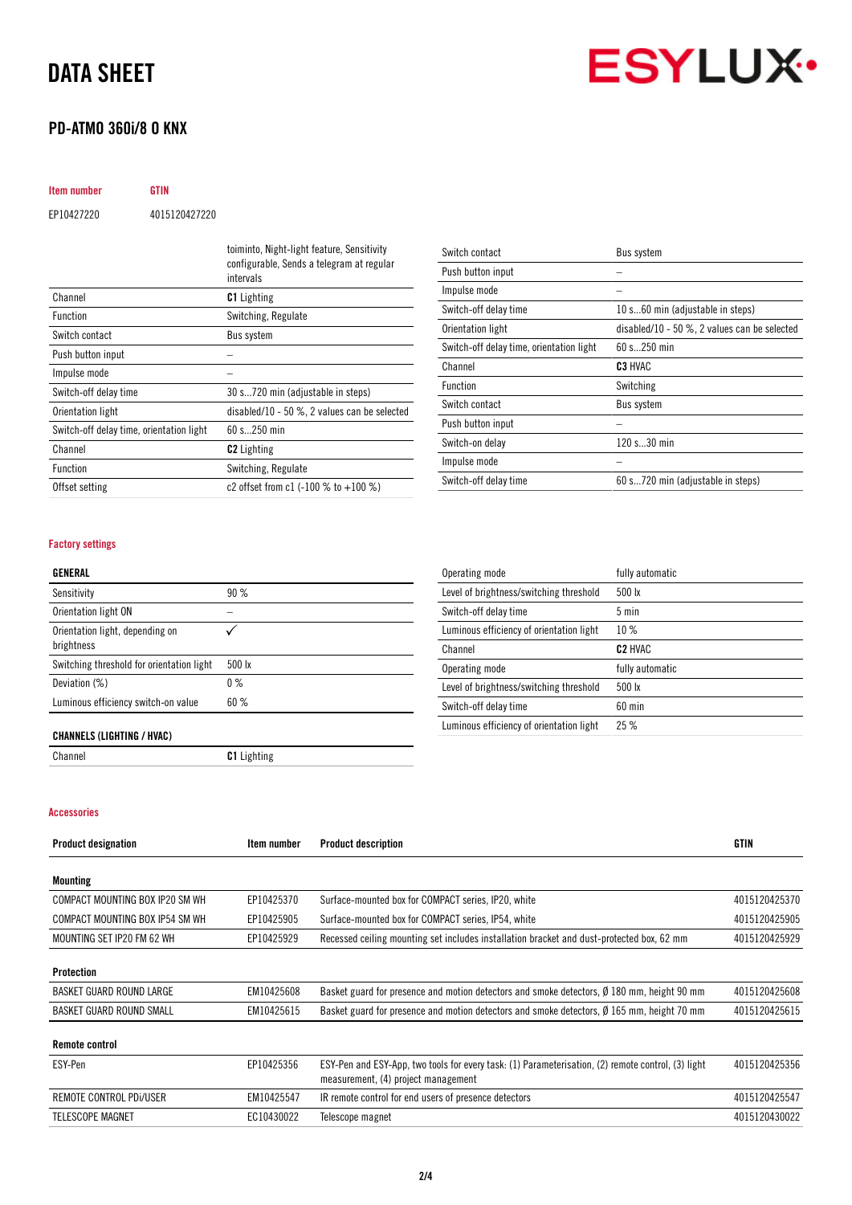# DATA SHEET

## PD-ATMO 360i/8 O KNX

| Item number | GTIN |
|---|---|
| EP10427220 | 4015120427220 |

| | |
|---|---|
| | toiminto, Night-light feature, Sensitivity configurable, Sends a telegram at regular intervals |
| Channel | **C1** Lighting |
| Function | Switching, Regulate |
| Switch contact | Bus system |
| Push button input | – |
| Impulse mode | – |
| Switch-off delay time | 30 s...720 min (adjustable in steps) |
| Orientation light | disabled/10 - 50 %, 2 values can be selected |
| Switch-off delay time, orientation light | 60 s...250 min |
| Channel | **C2** Lighting |
| Function | Switching, Regulate |
| Offset setting | c2 offset from c1 (-100 % to +100 %) |
| Switch contact | Bus system |
| Push button input | – |
| Impulse mode | – |
| Switch-off delay time | 10 s...60 min (adjustable in steps) |
| Orientation light | disabled/10 - 50 %, 2 values can be selected |
| Switch-off delay time, orientation light | 60 s...250 min |
| Channel | **C3** HVAC |
| Function | Switching |
| Switch contact | Bus system |
| Push button input | – |
| Switch-on delay | 120 s...30 min |
| Impulse mode | – |
| Switch-off delay time | 60 s...720 min (adjustable in steps) |

### Factory settings

| **GENERAL** | |
|---|---|
| Sensitivity | 90 % |
| Orientation light ON | – |
| Orientation light, depending on brightness | ✓ |
| Switching threshold for orientation light | 500 lx |
| Deviation (%) | 0 % |
| Luminous efficiency switch-on value | 60 % |

| **CHANNELS (LIGHTING / HVAC)** | |
|---|---|
| Channel | **C1** Lighting |
| Operating mode | fully automatic |
| Level of brightness/switching threshold | 500 lx |
| Switch-off delay time | 5 min |
| Luminous efficiency of orientation light | 10 % |
| Channel | **C2** HVAC |
| Operating mode | fully automatic |
| Level of brightness/switching threshold | 500 lx |
| Switch-off delay time | 60 min |
| Luminous efficiency of orientation light | 25 % |

### Accessories

| Product designation | Item number | Product description | GTIN |
|---|---|---|---|
| **Mounting** | | | |
| COMPACT MOUNTING BOX IP20 SM WH | EP10425370 | Surface-mounted box for COMPACT series, IP20, white | 4015120425370 |
| COMPACT MOUNTING BOX IP54 SM WH | EP10425905 | Surface-mounted box for COMPACT series, IP54, white | 4015120425905 |
| MOUNTING SET IP20 FM 62 WH | EP10425929 | Recessed ceiling mounting set includes installation bracket and dust-protected box, 62 mm | 4015120425929 |
| **Protection** | | | |
| BASKET GUARD ROUND LARGE | EM10425608 | Basket guard for presence and motion detectors and smoke detectors, Ø 180 mm, height 90 mm | 4015120425608 |
| BASKET GUARD ROUND SMALL | EM10425615 | Basket guard for presence and motion detectors and smoke detectors, Ø 165 mm, height 70 mm | 4015120425615 |
| **Remote control** | | | |
| ESY-Pen | EP10425356 | ESY-Pen and ESY-App, two tools for every task: (1) Parameterisation, (2) remote control, (3) light measurement, (4) project management | 4015120425356 |
| REMOTE CONTROL PDi/USER | EM10425547 | IR remote control for end users of presence detectors | 4015120425547 |
| TELESCOPE MAGNET | EC10430022 | Telescope magnet | 4015120430022 |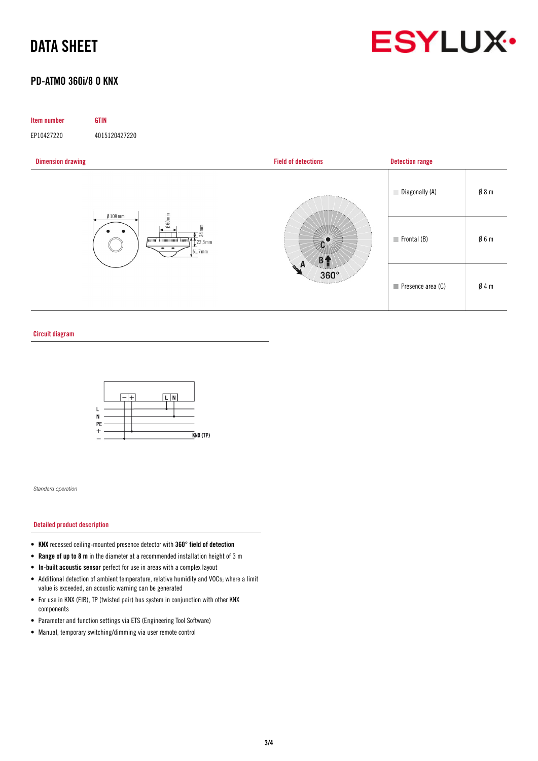# DATA SHEET

## PD-ATMO 360i/8 O KNX

| Item number | GTIN |
| --- | --- |
| EP10427220 | 4015120427220 |

### Dimension drawing

### Field of detections

### Detection range

| | |
| --- | --- |
| Diagonally (A) | Ø 8 m |
| Frontal (B) | Ø 6 m |
| Presence area (C) | Ø 4 m |

### Circuit diagram

*Standard operation*

### Detailed product description

- **KNX** recessed ceiling-mounted presence detector with **360° field of detection**
- **Range of up to 8 m** in the diameter at a recommended installation height of 3 m
- **In-built acoustic sensor** perfect for use in areas with a complex layout
- Additional detection of ambient temperature, relative humidity and VOCs; where a limit value is exceeded, an acoustic warning can be generated
- For use in KNX (EIB), TP (twisted pair) bus system in conjunction with other KNX components
- Parameter and function settings via ETS (Engineering Tool Software)
- Manual, temporary switching/dimming via user remote control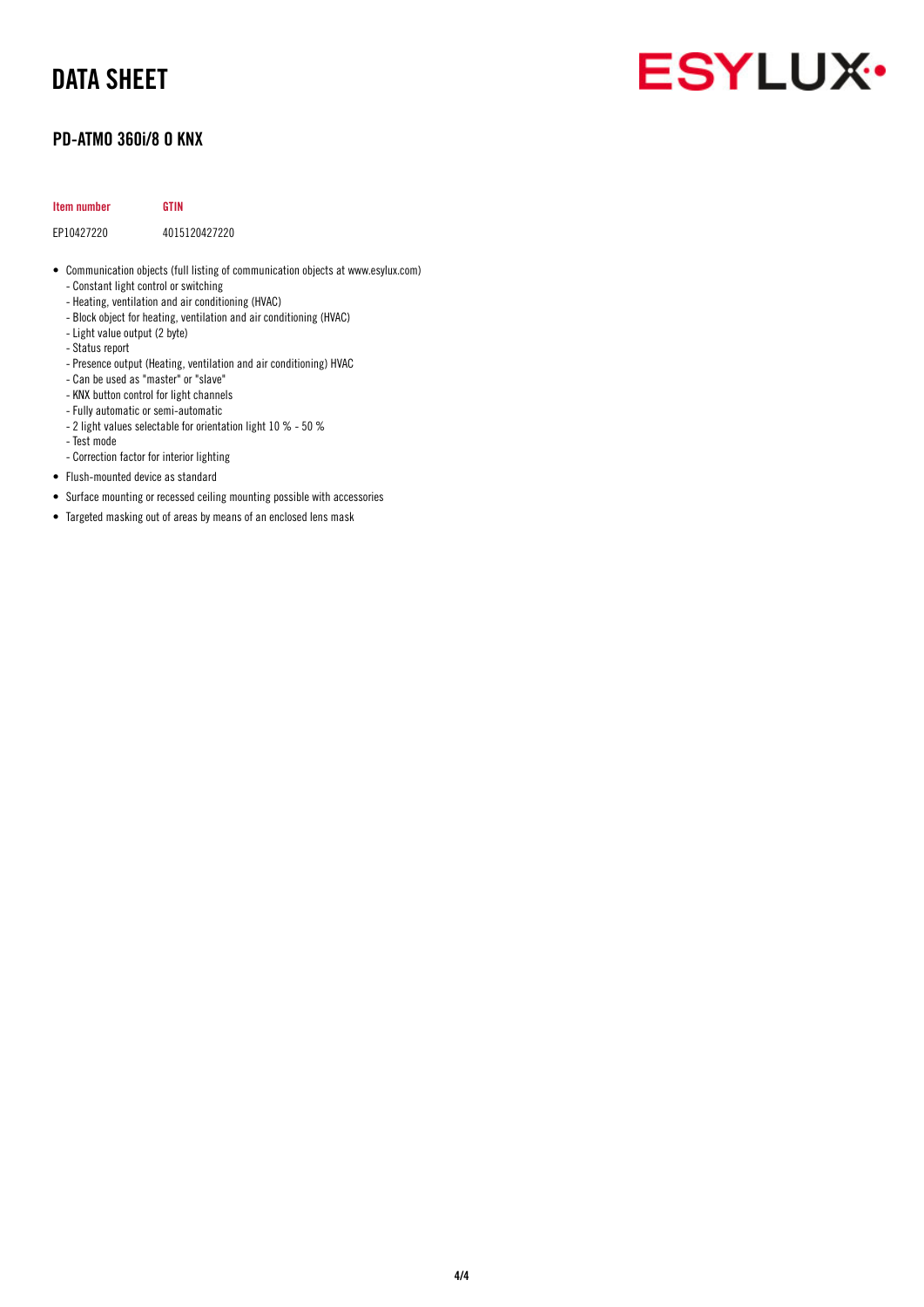# DATA SHEET

## PD-ATMO 360i/8 O KNX

| Item number | GTIN |
|---|---|
| EP10427220 | 4015120427220 |

- Communication objects (full listing of communication objects at www.esylux.com)
  - Constant light control or switching
  - Heating, ventilation and air conditioning (HVAC)
  - Block object for heating, ventilation and air conditioning (HVAC)
  - Light value output (2 byte)
  - Status report
  - Presence output (Heating, ventilation and air conditioning) HVAC
  - Can be used as "master" or "slave"
  - KNX button control for light channels
  - Fully automatic or semi-automatic
  - 2 light values selectable for orientation light 10 % - 50 %
  - Test mode
  - Correction factor for interior lighting
- Flush-mounted device as standard
- Surface mounting or recessed ceiling mounting possible with accessories
- Targeted masking out of areas by means of an enclosed lens mask